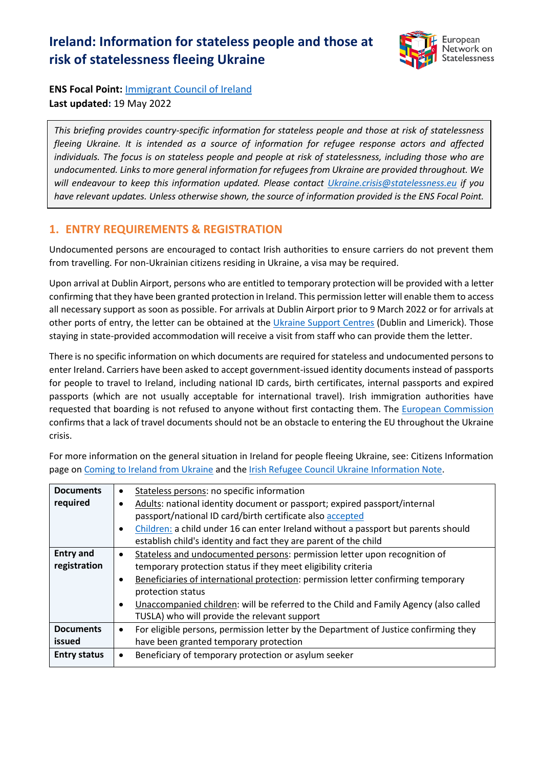# Ireland: Information for stateless people and those at risk of statelessness fleeing Ukraine

**ENS Focal Point:** Immigrant Council of Ireland
**Last updated:** 19 May 2022

*This briefing provides country-specific information for stateless people and those at risk of statelessness fleeing Ukraine. It is intended as a source of information for refugee response actors and affected individuals. The focus is on stateless people and people at risk of statelessness, including those who are undocumented. Links to more general information for refugees from Ukraine are provided throughout. We will endeavour to keep this information updated. Please contact Ukraine.crisis@statelessness.eu if you have relevant updates. Unless otherwise shown, the source of information provided is the ENS Focal Point.*

## 1. ENTRY REQUIREMENTS & REGISTRATION

Undocumented persons are encouraged to contact Irish authorities to ensure carriers do not prevent them from travelling. For non-Ukrainian citizens residing in Ukraine, a visa may be required.

Upon arrival at Dublin Airport, persons who are entitled to temporary protection will be provided with a letter confirming that they have been granted protection in Ireland. This permission letter will enable them to access all necessary support as soon as possible. For arrivals at Dublin Airport prior to 9 March 2022 or for arrivals at other ports of entry, the letter can be obtained at the Ukraine Support Centres (Dublin and Limerick). Those staying in state-provided accommodation will receive a visit from staff who can provide them the letter.

There is no specific information on which documents are required for stateless and undocumented persons to enter Ireland. Carriers have been asked to accept government-issued identity documents instead of passports for people to travel to Ireland, including national ID cards, birth certificates, internal passports and expired passports (which are not usually acceptable for international travel). Irish immigration authorities have requested that boarding is not refused to anyone without first contacting them. The European Commission confirms that a lack of travel documents should not be an obstacle to entering the EU throughout the Ukraine crisis.

For more information on the general situation in Ireland for people fleeing Ukraine, see: Citizens Information page on Coming to Ireland from Ukraine and the Irish Refugee Council Ukraine Information Note.

| | |
|---|---|
| **Documents required** | • Stateless persons: no specific information<br>• Adults: national identity document or passport; expired passport/internal passport/national ID card/birth certificate also accepted<br>• Children: a child under 16 can enter Ireland without a passport but parents should establish child's identity and fact they are parent of the child |
| **Entry and registration** | • Stateless and undocumented persons: permission letter upon recognition of temporary protection status if they meet eligibility criteria<br>• Beneficiaries of international protection: permission letter confirming temporary protection status<br>• Unaccompanied children: will be referred to the Child and Family Agency (also called TUSLA) who will provide the relevant support |
| **Documents issued** | • For eligible persons, permission letter by the Department of Justice confirming they have been granted temporary protection |
| **Entry status** | • Beneficiary of temporary protection or asylum seeker |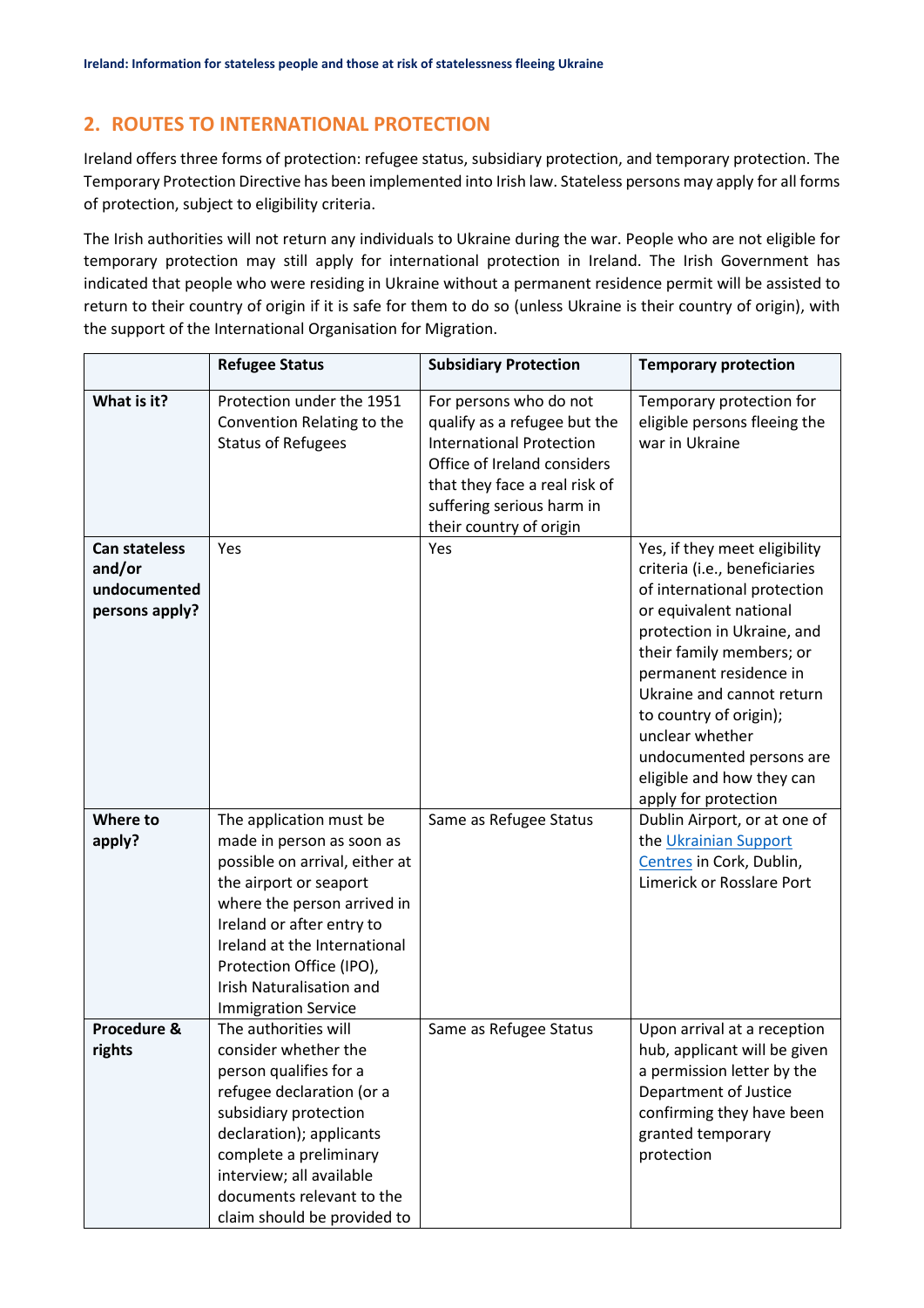## 2. ROUTES TO INTERNATIONAL PROTECTION

Ireland offers three forms of protection: refugee status, subsidiary protection, and temporary protection. The Temporary Protection Directive has been implemented into Irish law. Stateless persons may apply for all forms of protection, subject to eligibility criteria.

The Irish authorities will not return any individuals to Ukraine during the war. People who are not eligible for temporary protection may still apply for international protection in Ireland. The Irish Government has indicated that people who were residing in Ukraine without a permanent residence permit will be assisted to return to their country of origin if it is safe for them to do so (unless Ukraine is their country of origin), with the support of the International Organisation for Migration.

| | Refugee Status | Subsidiary Protection | Temporary protection |
|---|---|---|---|
| **What is it?** | Protection under the 1951 Convention Relating to the Status of Refugees | For persons who do not qualify as a refugee but the International Protection Office of Ireland considers that they face a real risk of suffering serious harm in their country of origin | Temporary protection for eligible persons fleeing the war in Ukraine |
| **Can stateless and/or undocumented persons apply?** | Yes | Yes | Yes, if they meet eligibility criteria (i.e., beneficiaries of international protection or equivalent national protection in Ukraine, and their family members; or permanent residence in Ukraine and cannot return to country of origin); unclear whether undocumented persons are eligible and how they can apply for protection |
| **Where to apply?** | The application must be made in person as soon as possible on arrival, either at the airport or seaport where the person arrived in Ireland or after entry to Ireland at the International Protection Office (IPO), Irish Naturalisation and Immigration Service | Same as Refugee Status | Dublin Airport, or at one of the Ukrainian Support Centres in Cork, Dublin, Limerick or Rosslare Port |
| **Procedure & rights** | The authorities will consider whether the person qualifies for a refugee declaration (or a subsidiary protection declaration); applicants complete a preliminary interview; all available documents relevant to the claim should be provided to | Same as Refugee Status | Upon arrival at a reception hub, applicant will be given a permission letter by the Department of Justice confirming they have been granted temporary protection |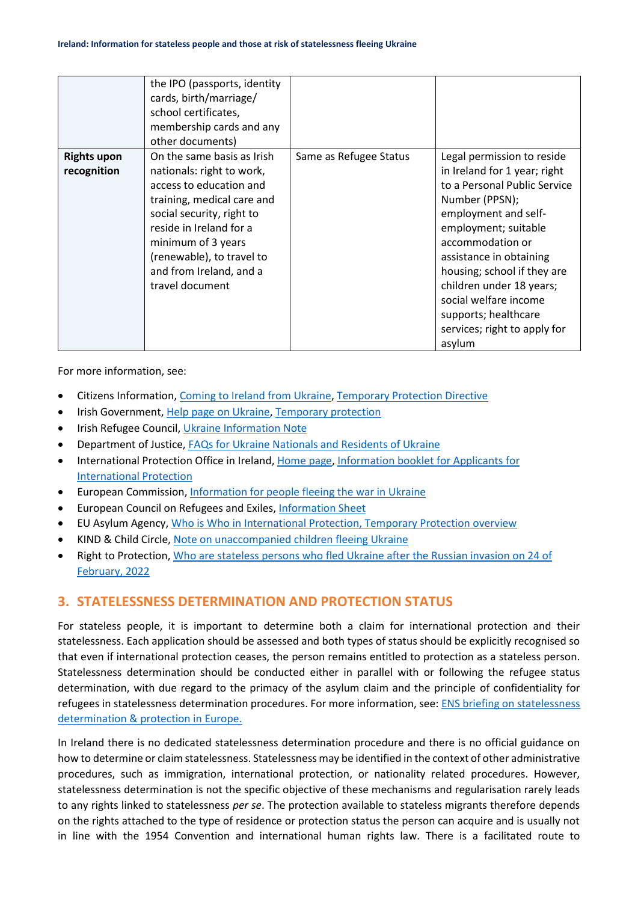| | the IPO (passports, identity cards, birth/marriage/ school certificates, membership cards and any other documents) | | |
|---|---|---|---|
| **Rights upon recognition** | On the same basis as Irish nationals: right to work, access to education and training, medical care and social security, right to reside in Ireland for a minimum of 3 years (renewable), to travel to and from Ireland, and a travel document | Same as Refugee Status | Legal permission to reside in Ireland for 1 year; right to a Personal Public Service Number (PPSN); employment and self-employment; suitable accommodation or assistance in obtaining housing; school if they are children under 18 years; social welfare income supports; healthcare services; right to apply for asylum |

For more information, see:

- Citizens Information, Coming to Ireland from Ukraine, Temporary Protection Directive
- Irish Government, Help page on Ukraine, Temporary protection
- Irish Refugee Council, Ukraine Information Note
- Department of Justice, FAQs for Ukraine Nationals and Residents of Ukraine
- International Protection Office in Ireland, Home page, Information booklet for Applicants for International Protection
- European Commission, Information for people fleeing the war in Ukraine
- European Council on Refugees and Exiles, Information Sheet
- EU Asylum Agency, Who is Who in International Protection, Temporary Protection overview
- KIND & Child Circle, Note on unaccompanied children fleeing Ukraine
- Right to Protection, Who are stateless persons who fled Ukraine after the Russian invasion on 24 of February, 2022

## 3. STATELESSNESS DETERMINATION AND PROTECTION STATUS

For stateless people, it is important to determine both a claim for international protection and their statelessness. Each application should be assessed and both types of status should be explicitly recognised so that even if international protection ceases, the person remains entitled to protection as a stateless person. Statelessness determination should be conducted either in parallel with or following the refugee status determination, with due regard to the primacy of the asylum claim and the principle of confidentiality for refugees in statelessness determination procedures. For more information, see: ENS briefing on statelessness determination & protection in Europe.

In Ireland there is no dedicated statelessness determination procedure and there is no official guidance on how to determine or claim statelessness. Statelessness may be identified in the context of other administrative procedures, such as immigration, international protection, or nationality related procedures. However, statelessness determination is not the specific objective of these mechanisms and regularisation rarely leads to any rights linked to statelessness *per se*. The protection available to stateless migrants therefore depends on the rights attached to the type of residence or protection status the person can acquire and is usually not in line with the 1954 Convention and international human rights law. There is a facilitated route to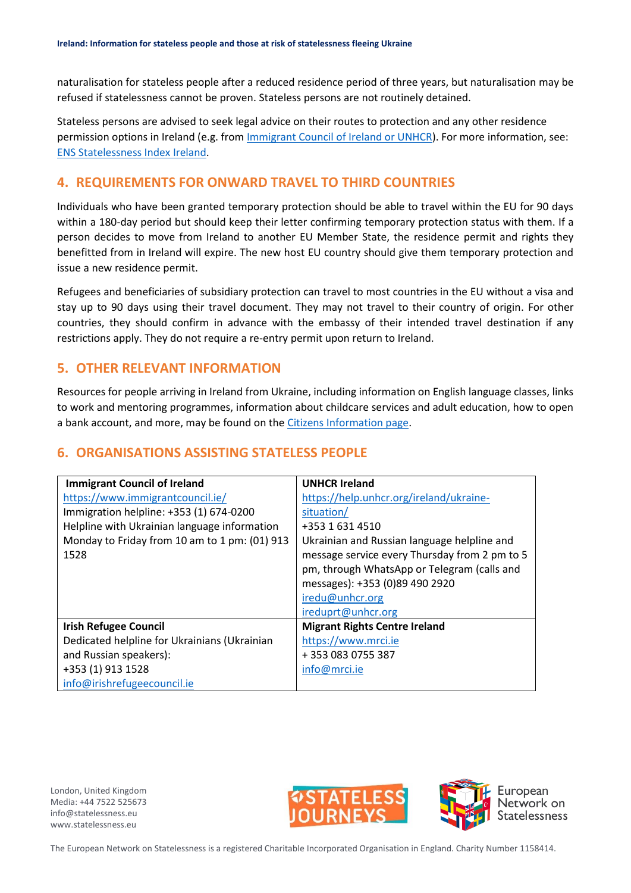naturalisation for stateless people after a reduced residence period of three years, but naturalisation may be refused if statelessness cannot be proven. Stateless persons are not routinely detained.

Stateless persons are advised to seek legal advice on their routes to protection and any other residence permission options in Ireland (e.g. from Immigrant Council of Ireland or UNHCR). For more information, see: ENS Statelessness Index Ireland.

## 4. REQUIREMENTS FOR ONWARD TRAVEL TO THIRD COUNTRIES

Individuals who have been granted temporary protection should be able to travel within the EU for 90 days within a 180-day period but should keep their letter confirming temporary protection status with them. If a person decides to move from Ireland to another EU Member State, the residence permit and rights they benefitted from in Ireland will expire. The new host EU country should give them temporary protection and issue a new residence permit.

Refugees and beneficiaries of subsidiary protection can travel to most countries in the EU without a visa and stay up to 90 days using their travel document. They may not travel to their country of origin. For other countries, they should confirm in advance with the embassy of their intended travel destination if any restrictions apply. They do not require a re-entry permit upon return to Ireland.

## 5. OTHER RELEVANT INFORMATION

Resources for people arriving in Ireland from Ukraine, including information on English language classes, links to work and mentoring programmes, information about childcare services and adult education, how to open a bank account, and more, may be found on the Citizens Information page.

## 6. ORGANISATIONS ASSISTING STATELESS PEOPLE

| | |
|---|---|
| **Immigrant Council of Ireland**<br>https://www.immigrantcouncil.ie/<br>Immigration helpline: +353 (1) 674-0200<br>Helpline with Ukrainian language information Monday to Friday from 10 am to 1 pm: (01) 913 1528 | **UNHCR Ireland**<br>https://help.unhcr.org/ireland/ukraine-situation/<br>+353 1 631 4510<br>Ukrainian and Russian language helpline and message service every Thursday from 2 pm to 5 pm, through WhatsApp or Telegram (calls and messages): +353 (0)89 490 2920<br>iredu@unhcr.org<br>ireduprt@unhcr.org |
| **Irish Refugee Council**<br>Dedicated helpline for Ukrainians (Ukrainian and Russian speakers):<br>+353 (1) 913 1528<br>info@irishrefugeecouncil.ie | **Migrant Rights Centre Ireland**<br>https://www.mrci.ie<br>+ 353 083 0755 387<br>info@mrci.ie |

London, United Kingdom
Media: +44 7522 525673
info@statelessness.eu
www.statelessness.eu

The European Network on Statelessness is a registered Charitable Incorporated Organisation in England. Charity Number 1158414.